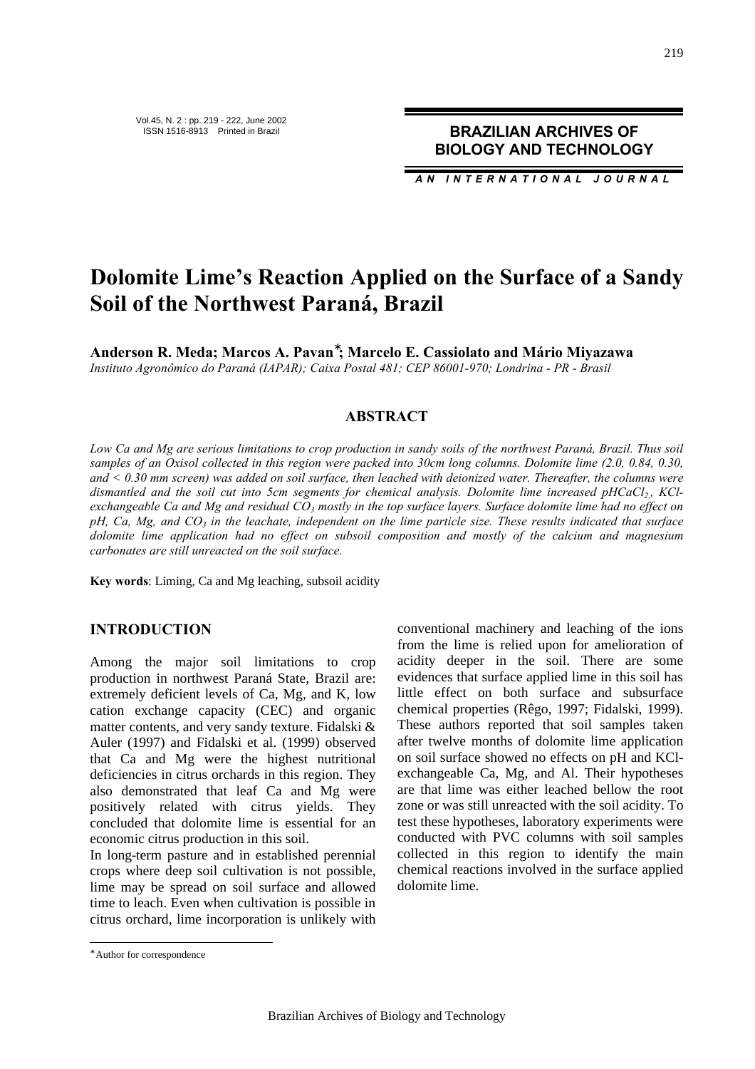# Dolomite Lime's Reaction Applied on the Surface of a Sandy Soil of the Northwest Paraná, Brazil

**Anderson R. Meda; Marcos A. Pavan*; Marcelo E. Cassiolato and Mário Miyazawa**

*Instituto Agronômico do Paraná (IAPAR); Caixa Postal 481; CEP 86001-970; Londrina - PR - Brasil*

## ABSTRACT

*Low Ca and Mg are serious limitations to crop production in sandy soils of the northwest Paraná, Brazil. Thus soil samples of an Oxisol collected in this region were packed into 30cm long columns. Dolomite lime (2.0, 0.84, 0.30, and < 0.30 mm screen) was added on soil surface, then leached with deionized water. Thereafter, the columns were dismantled and the soil cut into 5cm segments for chemical analysis. Dolomite lime increased pH$CaCl_2$, KCl-exchangeable Ca and Mg and residual $CO_3$ mostly in the top surface layers. Surface dolomite lime had no effect on pH, Ca, Mg, and $CO_3$ in the leachate, independent on the lime particle size. These results indicated that surface dolomite lime application had no effect on subsoil composition and mostly of the calcium and magnesium carbonates are still unreacted on the soil surface.*

**Key words**: Liming, Ca and Mg leaching, subsoil acidity

## INTRODUCTION

Among the major soil limitations to crop production in northwest Paraná State, Brazil are: extremely deficient levels of Ca, Mg, and K, low cation exchange capacity (CEC) and organic matter contents, and very sandy texture. Fidalski & Auler (1997) and Fidalski et al. (1999) observed that Ca and Mg were the highest nutritional deficiencies in citrus orchards in this region. They also demonstrated that leaf Ca and Mg were positively related with citrus yields. They concluded that dolomite lime is essential for an economic citrus production in this soil.

In long-term pasture and in established perennial crops where deep soil cultivation is not possible, lime may be spread on soil surface and allowed time to leach. Even when cultivation is possible in citrus orchard, lime incorporation is unlikely with conventional machinery and leaching of the ions from the lime is relied upon for amelioration of acidity deeper in the soil. There are some evidences that surface applied lime in this soil has little effect on both surface and subsurface chemical properties (Rêgo, 1997; Fidalski, 1999). These authors reported that soil samples taken after twelve months of dolomite lime application on soil surface showed no effects on pH and KCl-exchangeable Ca, Mg, and Al. Their hypotheses are that lime was either leached bellow the root zone or was still unreacted with the soil acidity. To test these hypotheses, laboratory experiments were conducted with PVC columns with soil samples collected in this region to identify the main chemical reactions involved in the surface applied dolomite lime.

---

*Author for correspondence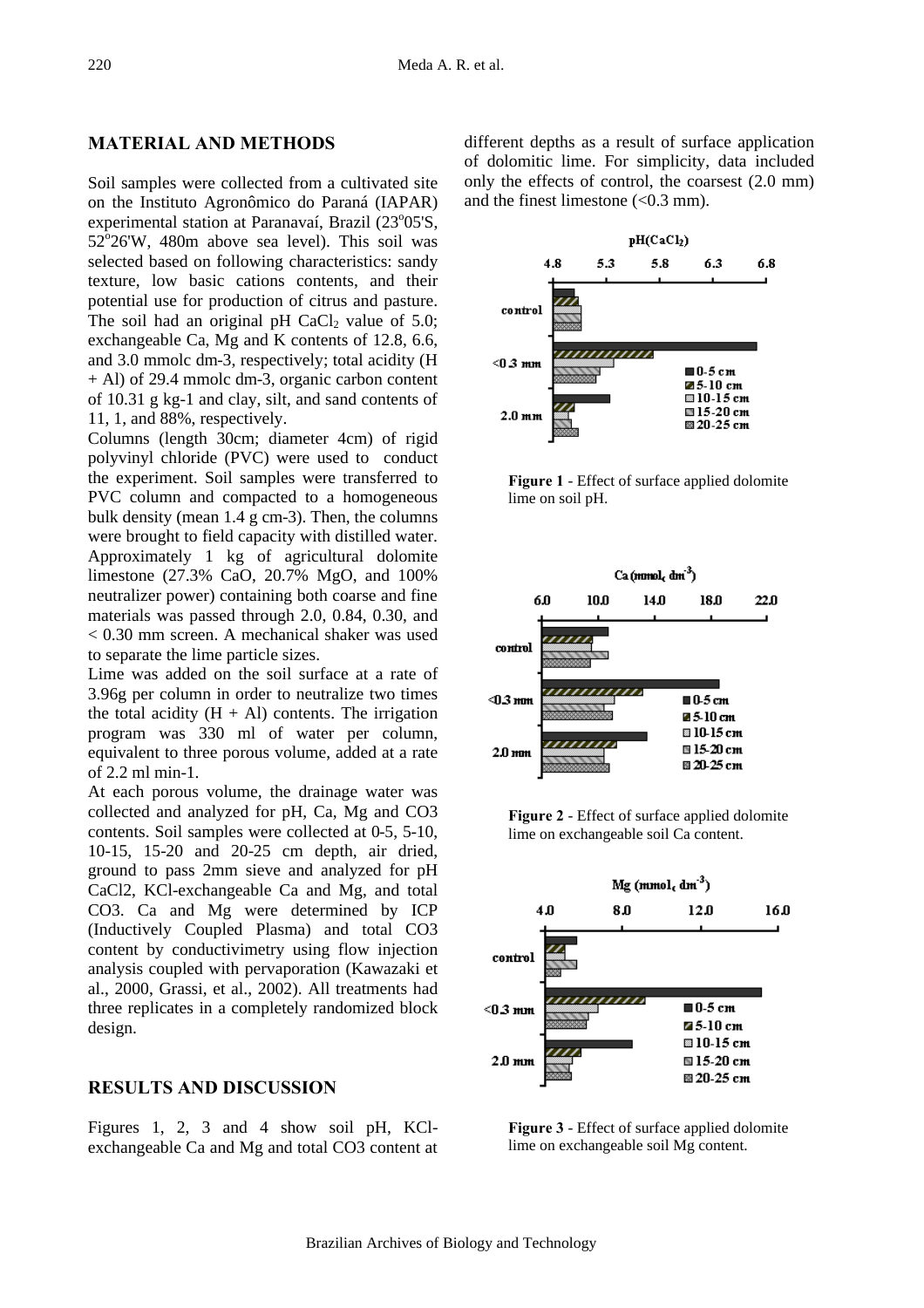## MATERIAL AND METHODS

Soil samples were collected from a cultivated site on the Instituto Agronômico do Paraná (IAPAR) experimental station at Paranavaí, Brazil (23°05'S, 52°26'W, 480m above sea level). This soil was selected based on following characteristics: sandy texture, low basic cations contents, and their potential use for production of citrus and pasture. The soil had an original pH $CaCl_2$ value of 5.0; exchangeable Ca, Mg and K contents of 12.8, 6.6, and 3.0 mmolc dm-3, respectively; total acidity (H + Al) of 29.4 mmolc dm-3, organic carbon content of 10.31 g kg-1 and clay, silt, and sand contents of 11, 1, and 88%, respectively.

Columns (length 30cm; diameter 4cm) of rigid polyvinyl chloride (PVC) were used to conduct the experiment. Soil samples were transferred to PVC column and compacted to a homogeneous bulk density (mean 1.4 g cm-3). Then, the columns were brought to field capacity with distilled water. Approximately 1 kg of agricultural dolomite limestone (27.3% CaO, 20.7% MgO, and 100% neutralizer power) containing both coarse and fine materials was passed through 2.0, 0.84, 0.30, and < 0.30 mm screen. A mechanical shaker was used to separate the lime particle sizes.

Lime was added on the soil surface at a rate of 3.96g per column in order to neutralize two times the total acidity (H + Al) contents. The irrigation program was 330 ml of water per column, equivalent to three porous volume, added at a rate of 2.2 ml min-1.

At each porous volume, the drainage water was collected and analyzed for pH, Ca, Mg and CO3 contents. Soil samples were collected at 0-5, 5-10, 10-15, 15-20 and 20-25 cm depth, air dried, ground to pass 2mm sieve and analyzed for pH CaCl2, KCl-exchangeable Ca and Mg, and total CO3. Ca and Mg were determined by ICP (Inductively Coupled Plasma) and total CO3 content by conductivimetry using flow injection analysis coupled with pervaporation (Kawazaki et al., 2000, Grassi, et al., 2002). All treatments had three replicates in a completely randomized block design.

## RESULTS AND DISCUSSION

Figures 1, 2, 3 and 4 show soil pH, KCl-exchangeable Ca and Mg and total CO3 content at different depths as a result of surface application of dolomitic lime. For simplicity, data included only the effects of control, the coarsest (2.0 mm) and the finest limestone (<0.3 mm).

**Figure 1** - Effect of surface applied dolomite lime on soil pH.

**Figure 2** - Effect of surface applied dolomite lime on exchangeable soil Ca content.

**Figure 3** - Effect of surface applied dolomite lime on exchangeable soil Mg content.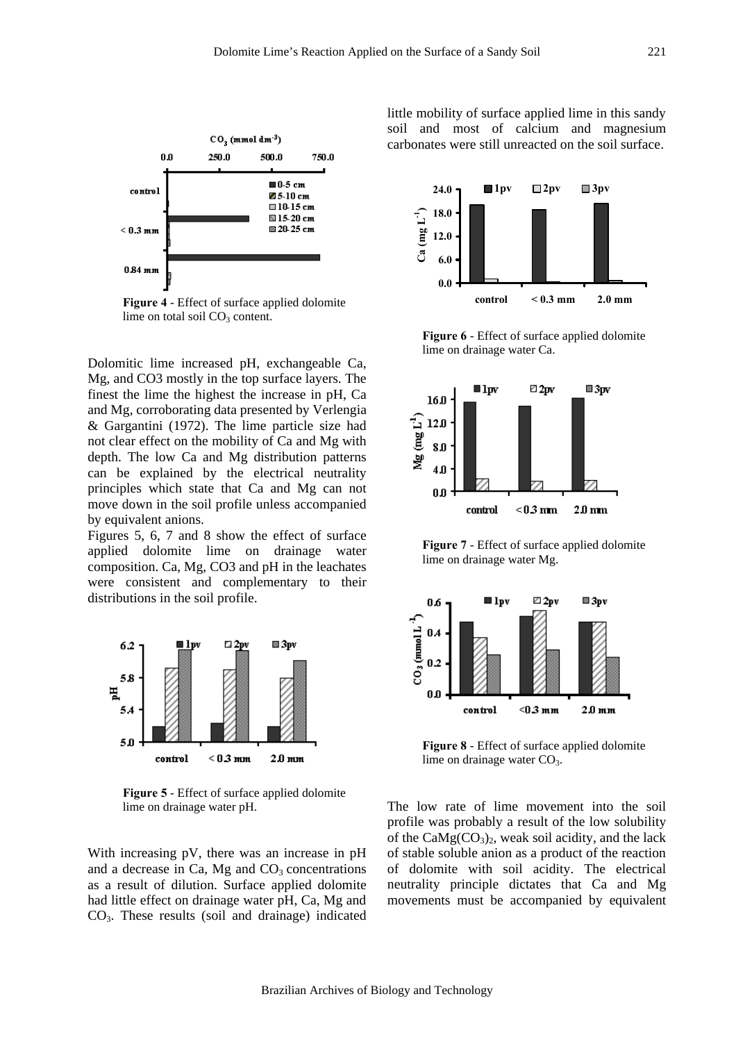**Figure 4** - Effect of surface applied dolomite lime on total soil $CO_3$ content.

Dolomitic lime increased pH, exchangeable Ca, Mg, and CO3 mostly in the top surface layers. The finest the lime the highest the increase in pH, Ca and Mg, corroborating data presented by Verlengia & Gargantini (1972). The lime particle size had not clear effect on the mobility of Ca and Mg with depth. The low Ca and Mg distribution patterns can be explained by the electrical neutrality principles which state that Ca and Mg can not move down in the soil profile unless accompanied by equivalent anions.

Figures 5, 6, 7 and 8 show the effect of surface applied dolomite lime on drainage water composition. Ca, Mg, CO3 and pH in the leachates were consistent and complementary to their distributions in the soil profile.

**Figure 5** - Effect of surface applied dolomite lime on drainage water pH.

With increasing pV, there was an increase in pH and a decrease in Ca, Mg and $CO_3$ concentrations as a result of dilution. Surface applied dolomite had little effect on drainage water pH, Ca, Mg and $CO_3$. These results (soil and drainage) indicated little mobility of surface applied lime in this sandy soil and most of calcium and magnesium carbonates were still unreacted on the soil surface.

**Figure 6** - Effect of surface applied dolomite lime on drainage water Ca.

**Figure 7** - Effect of surface applied dolomite lime on drainage water Mg.

**Figure 8** - Effect of surface applied dolomite lime on drainage water $CO_3$.

The low rate of lime movement into the soil profile was probably a result of the low solubility of the $CaMg(CO_3)_2$, weak soil acidity, and the lack of stable soluble anion as a product of the reaction of dolomite with soil acidity. The electrical neutrality principle dictates that Ca and Mg movements must be accompanied by equivalent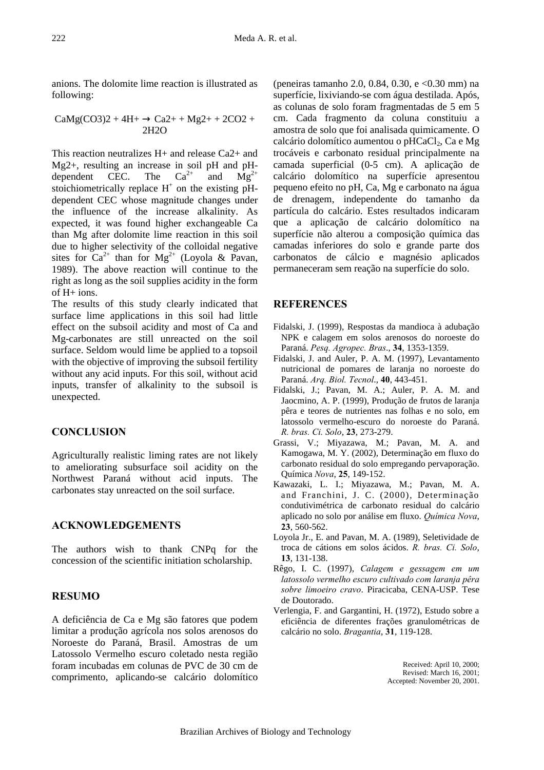anions. The dolomite lime reaction is illustrated as following:

$$CaMg(CO_3)_2 + 4H^+ \rightarrow Ca^{2+} + Mg^{2+} + 2CO_2 + 2H_2O$$

This reaction neutralizes $H^+$ and release $Ca^{2+}$ and $Mg^{2+}$, resulting an increase in soil pH and pH-dependent CEC. The $Ca^{2+}$ and $Mg^{2+}$ stoichiometrically replace $H^+$ on the existing pH-dependent CEC whose magnitude changes under the influence of the increase alkalinity. As expected, it was found higher exchangeable Ca than Mg after dolomite lime reaction in this soil due to higher selectivity of the colloidal negative sites for $Ca^{2+}$ than for $Mg^{2+}$ (Loyola & Pavan, 1989). The above reaction will continue to the right as long as the soil supplies acidity in the form of $H^+$ ions.

The results of this study clearly indicated that surface lime applications in this soil had little effect on the subsoil acidity and most of Ca and Mg-carbonates are still unreacted on the soil surface. Seldom would lime be applied to a topsoil with the objective of improving the subsoil fertility without any acid inputs. For this soil, without acid inputs, transfer of alkalinity to the subsoil is unexpected.

## CONCLUSION

Agriculturally realistic liming rates are not likely to ameliorating subsurface soil acidity on the Northwest Paraná without acid inputs. The carbonates stay unreacted on the soil surface.

## ACKNOWLEDGEMENTS

The authors wish to thank CNPq for the concession of the scientific initiation scholarship.

## RESUMO

A deficiência de Ca e Mg são fatores que podem limitar a produção agrícola nos solos arenosos do Noroeste do Paraná, Brasil. Amostras de um Latossolo Vermelho escuro coletado nesta região foram incubadas em colunas de PVC de 30 cm de comprimento, aplicando-se calcário dolomítico (peneiras tamanho 2.0, 0.84, 0.30, e <0.30 mm) na superfície, lixiviando-se com água destilada. Após, as colunas de solo foram fragmentadas de 5 em 5 cm. Cada fragmento da coluna constituiu a amostra de solo que foi analisada quimicamente. O calcário dolomítico aumentou o $pHCaCl_2$, Ca e Mg trocáveis e carbonato residual principalmente na camada superficial (0-5 cm). A aplicação de calcário dolomítico na superfície apresentou pequeno efeito no pH, Ca, Mg e carbonato na água de drenagem, independente do tamanho da partícula do calcário. Estes resultados indicaram que a aplicação de calcário dolomítico na superfície não alterou a composição química das camadas inferiores do solo e grande parte dos carbonatos de cálcio e magnésio aplicados permaneceram sem reação na superfície do solo.

## REFERENCES

Fidalski, J. (1999), Respostas da mandioca à adubação NPK e calagem em solos arenosos do noroeste do Paraná. *Pesq. Agropec. Bras*., **34**, 1353-1359.

Fidalski, J. and Auler, P. A. M. (1997), Levantamento nutricional de pomares de laranja no noroeste do Paraná. *Arq. Biol. Tecnol*., **40**, 443-451.

Fidalski, J.; Pavan, M. A.; Auler, P. A. M. and Jaocmino, A. P. (1999), Produção de frutos de laranja pêra e teores de nutrientes nas folhas e no solo, em latossolo vermelho-escuro do noroeste do Paraná. *R. bras. Ci. Solo*, **23**, 273-279.

Grassi, V.; Miyazawa, M.; Pavan, M. A. and Kamogawa, M. Y. (2002), Determinação em fluxo do carbonato residual do solo empregando pervaporação. Química *Nova*, **25**, 149-152.

Kawazaki, L. I.; Miyazawa, M.; Pavan, M. A. and Franchini, J. C. (2000), Determinação condutivimétrica de carbonato residual do calcário aplicado no solo por análise em fluxo. *Química Nova*, **23**, 560-562.

Loyola Jr., E. and Pavan, M. A. (1989), Seletividade de troca de cátions em solos ácidos. *R. bras. Ci. Solo*, **13**, 131-138.

Rêgo, I. C. (1997), *Calagem e gessagem em um latossolo vermelho escuro cultivado com laranja pêra sobre limoeiro cravo*. Piracicaba, CENA-USP. Tese de Doutorado.

Verlengia, F. and Gargantini, H. (1972), Estudo sobre a eficiência de diferentes frações granulométricas de calcário no solo. *Bragantia*, **31**, 119-128.

Received: April 10, 2000;
Revised: March 16, 2001;
Accepted: November 20, 2001.